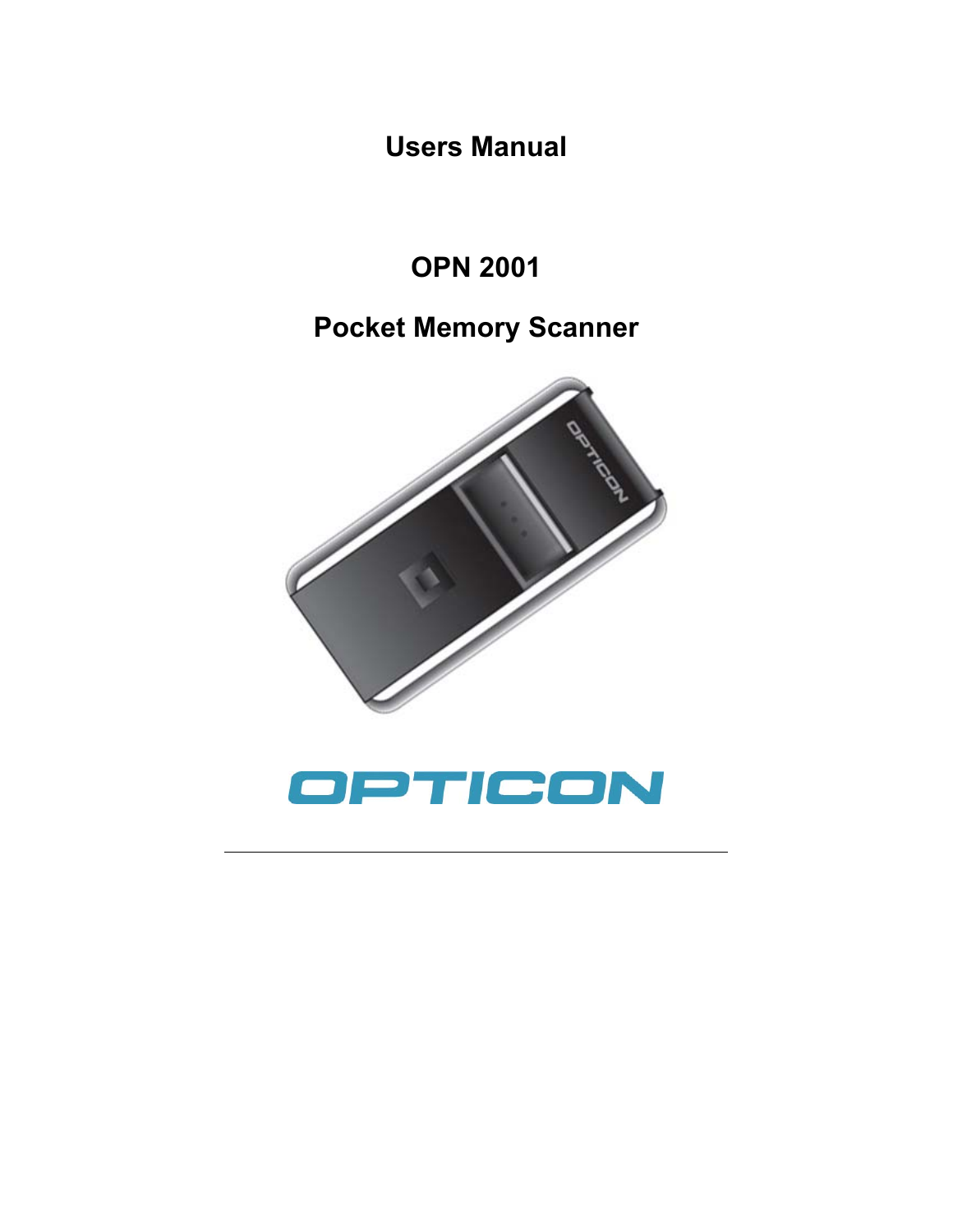# Users Manual

# OPN 2001

# Pocket Memory Scanner

OPTICON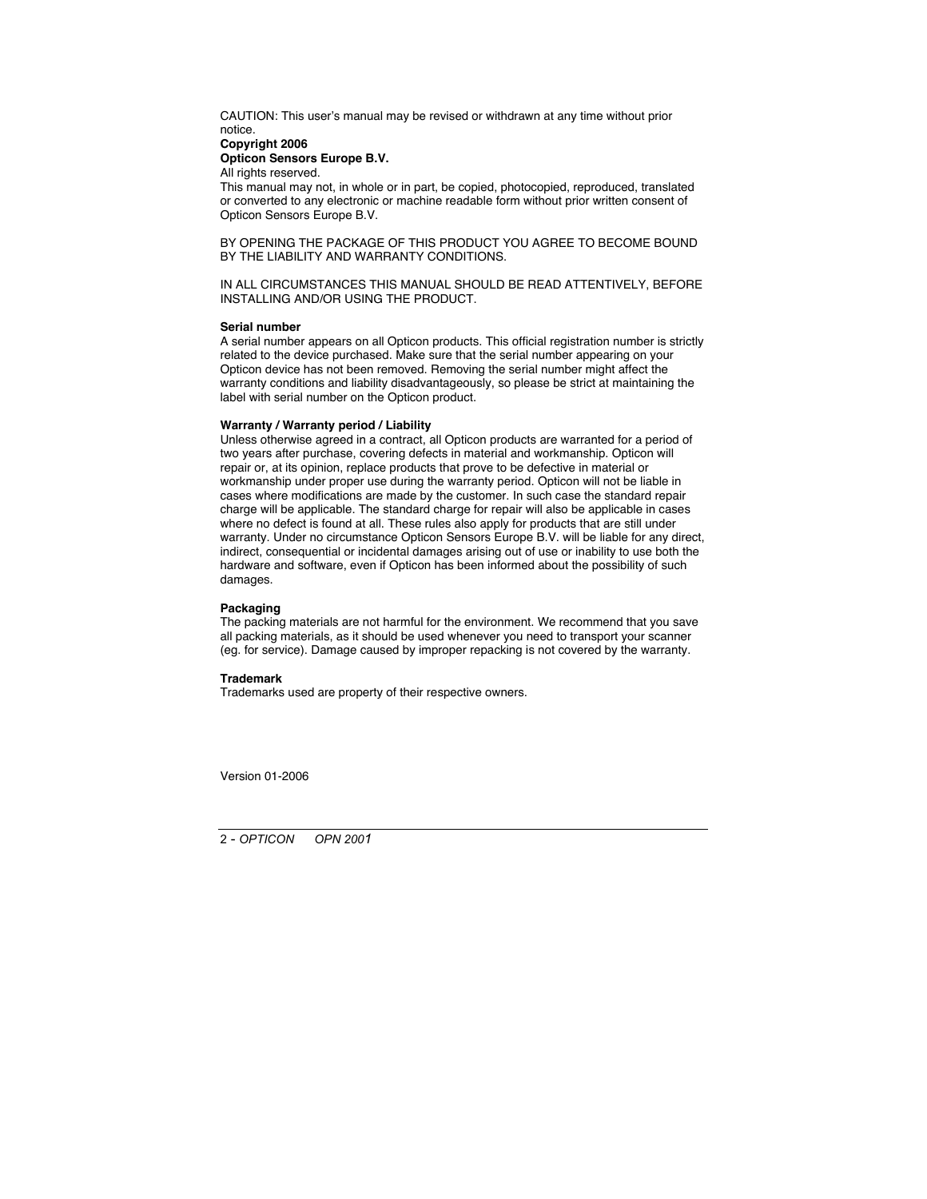CAUTION: This user's manual may be revised or withdrawn at any time without prior notice.

**Copyright 2006**

**Opticon Sensors Europe B.V.**

All rights reserved.

This manual may not, in whole or in part, be copied, photocopied, reproduced, translated or converted to any electronic or machine readable form without prior written consent of Opticon Sensors Europe B.V.

BY OPENING THE PACKAGE OF THIS PRODUCT YOU AGREE TO BECOME BOUND BY THE LIABILITY AND WARRANTY CONDITIONS.

IN ALL CIRCUMSTANCES THIS MANUAL SHOULD BE READ ATTENTIVELY, BEFORE INSTALLING AND/OR USING THE PRODUCT.

**Serial number**

A serial number appears on all Opticon products. This official registration number is strictly related to the device purchased. Make sure that the serial number appearing on your Opticon device has not been removed. Removing the serial number might affect the warranty conditions and liability disadvantageously, so please be strict at maintaining the label with serial number on the Opticon product.

**Warranty / Warranty period / Liability**

Unless otherwise agreed in a contract, all Opticon products are warranted for a period of two years after purchase, covering defects in material and workmanship. Opticon will repair or, at its opinion, replace products that prove to be defective in material or workmanship under proper use during the warranty period. Opticon will not be liable in cases where modifications are made by the customer. In such case the standard repair charge will be applicable. The standard charge for repair will also be applicable in cases where no defect is found at all. These rules also apply for products that are still under warranty. Under no circumstance Opticon Sensors Europe B.V. will be liable for any direct, indirect, consequential or incidental damages arising out of use or inability to use both the hardware and software, even if Opticon has been informed about the possibility of such damages.

**Packaging**

The packing materials are not harmful for the environment. We recommend that you save all packing materials, as it should be used whenever you need to transport your scanner (eg. for service). Damage caused by improper repacking is not covered by the warranty.

**Trademark**

Trademarks used are property of their respective owners.

Version 01-2006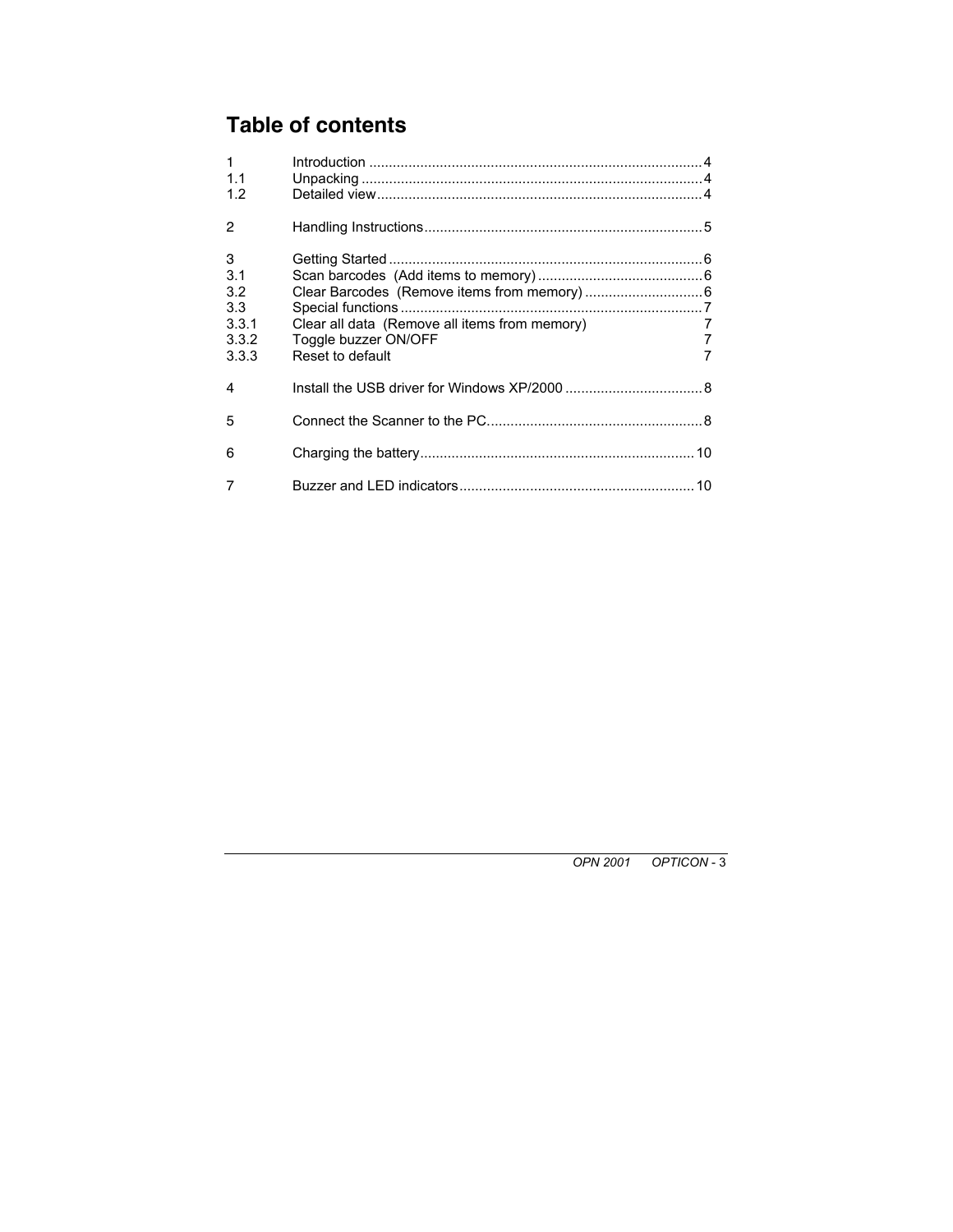# Table of contents

| | | |
|---|---|---|
| 1 | Introduction | 4 |
| 1.1 | Unpacking | 4 |
| 1.2 | Detailed view | 4 |
| 2 | Handling Instructions | 5 |
| 3 | Getting Started | 6 |
| 3.1 | Scan barcodes (Add items to memory) | 6 |
| 3.2 | Clear Barcodes (Remove items from memory) | 6 |
| 3.3 | Special functions | 7 |
| 3.3.1 | Clear all data (Remove all items from memory) | 7 |
| 3.3.2 | Toggle buzzer ON/OFF | 7 |
| 3.3.3 | Reset to default | 7 |
| 4 | Install the USB driver for Windows XP/2000 | 8 |
| 5 | Connect the Scanner to the PC. | 8 |
| 6 | Charging the battery | 10 |
| 7 | Buzzer and LED indicators | 10 |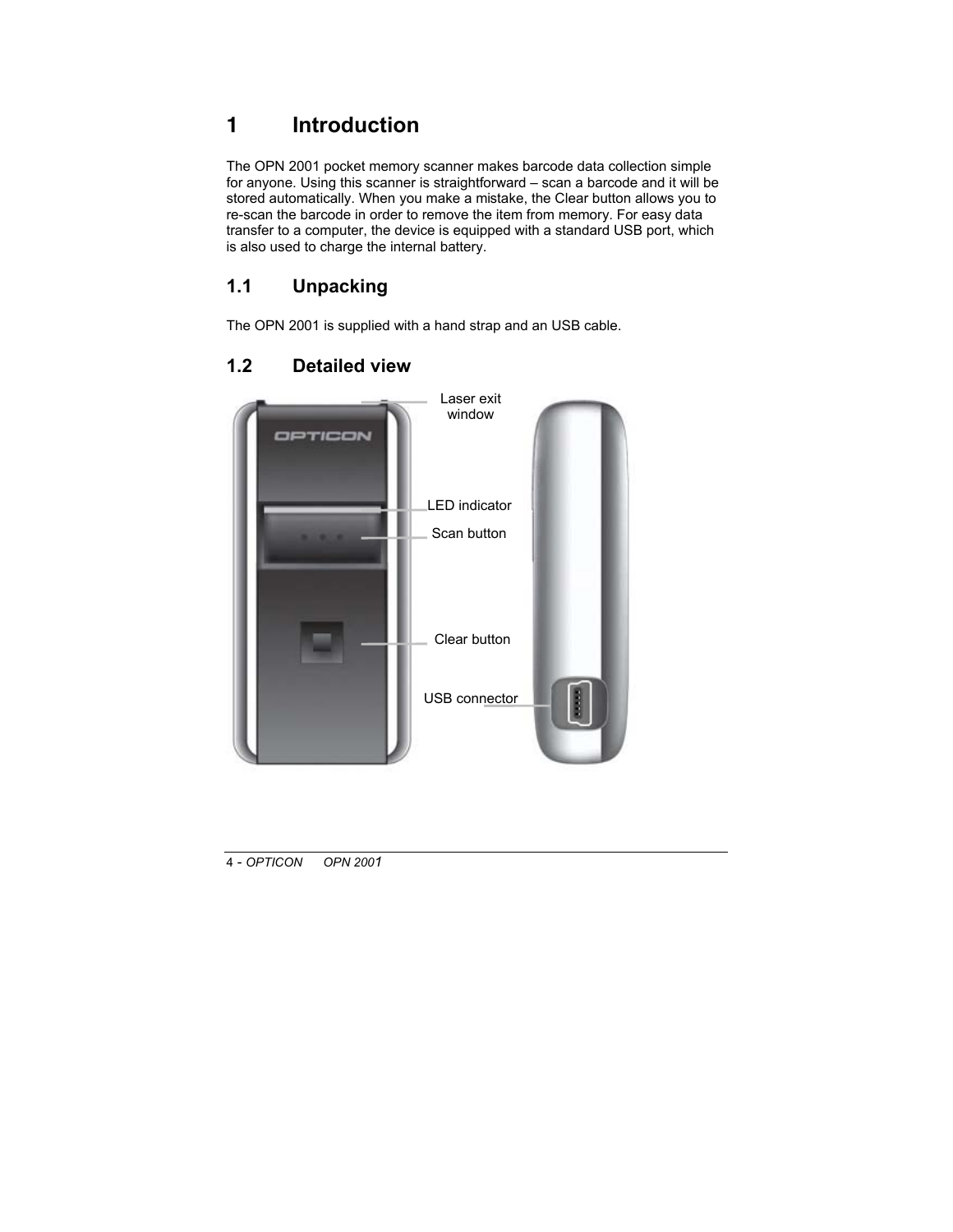# 1 Introduction

The OPN 2001 pocket memory scanner makes barcode data collection simple for anyone. Using this scanner is straightforward – scan a barcode and it will be stored automatically. When you make a mistake, the Clear button allows you to re-scan the barcode in order to remove the item from memory. For easy data transfer to a computer, the device is equipped with a standard USB port, which is also used to charge the internal battery.

## 1.1 Unpacking

The OPN 2001 is supplied with a hand strap and an USB cable.

## 1.2 Detailed view

Laser exit window

LED indicator

Scan button

Clear button

USB connector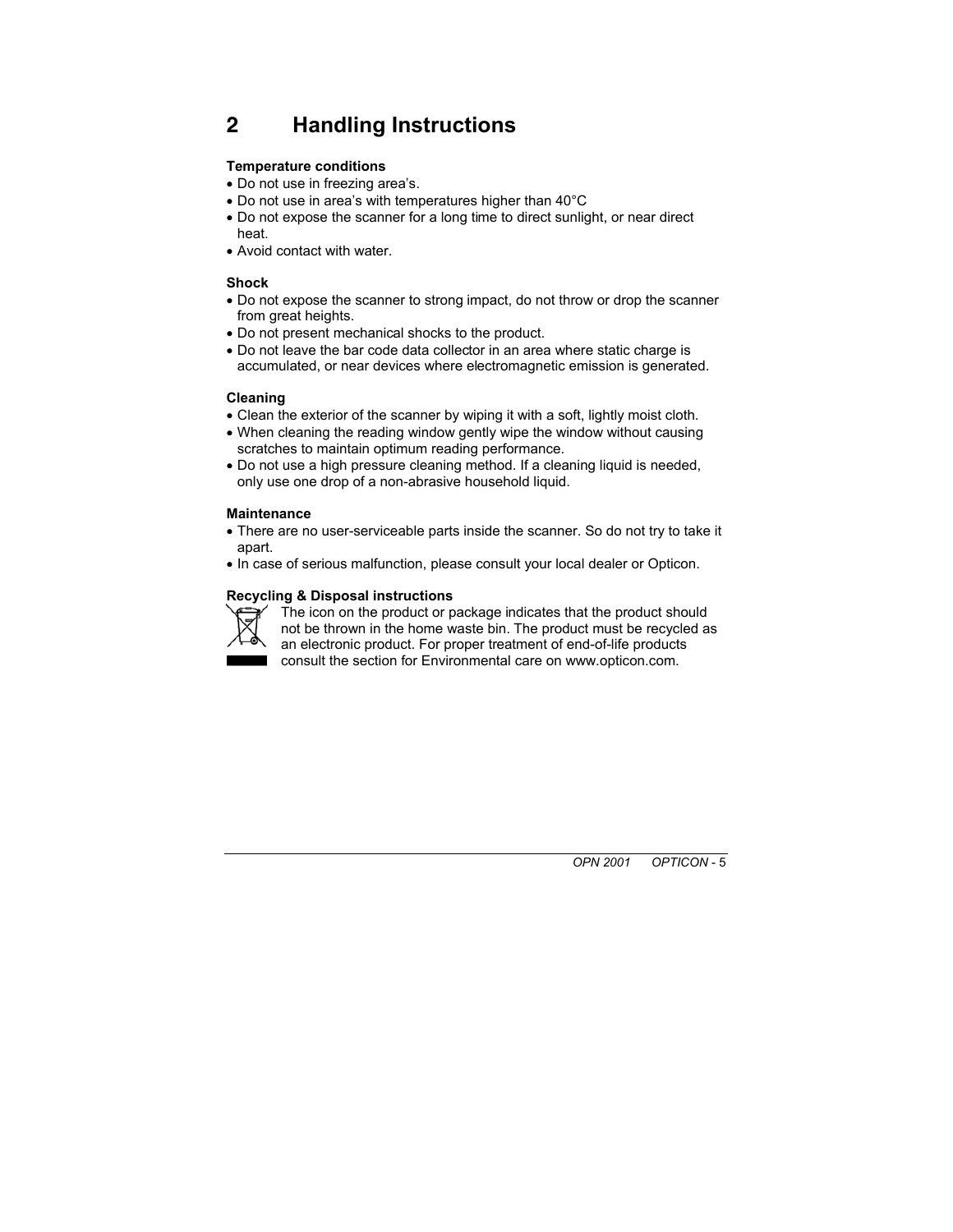# 2 Handling Instructions

**Temperature conditions**

- Do not use in freezing area's.
- Do not use in area's with temperatures higher than 40°C
- Do not expose the scanner for a long time to direct sunlight, or near direct heat.
- Avoid contact with water.

**Shock**

- Do not expose the scanner to strong impact, do not throw or drop the scanner from great heights.
- Do not present mechanical shocks to the product.
- Do not leave the bar code data collector in an area where static charge is accumulated, or near devices where electromagnetic emission is generated.

**Cleaning**

- Clean the exterior of the scanner by wiping it with a soft, lightly moist cloth.
- When cleaning the reading window gently wipe the window without causing scratches to maintain optimum reading performance.
- Do not use a high pressure cleaning method. If a cleaning liquid is needed, only use one drop of a non-abrasive household liquid.

**Maintenance**

- There are no user-serviceable parts inside the scanner. So do not try to take it apart.
- In case of serious malfunction, please consult your local dealer or Opticon.

**Recycling & Disposal instructions**

The icon on the product or package indicates that the product should not be thrown in the home waste bin. The product must be recycled as an electronic product. For proper treatment of end-of-life products consult the section for Environmental care on www.opticon.com.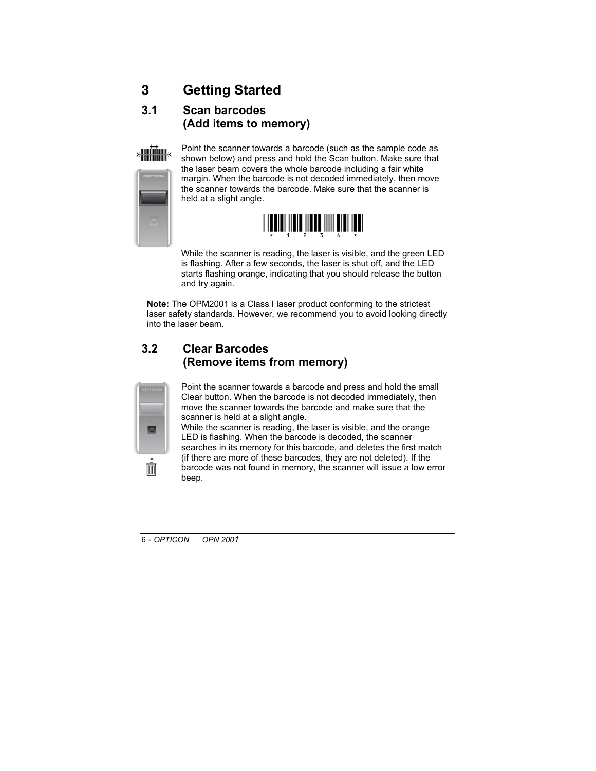# 3 Getting Started

## 3.1 Scan barcodes (Add items to memory)

Point the scanner towards a barcode (such as the sample code as shown below) and press and hold the Scan button. Make sure that the laser beam covers the whole barcode including a fair white margin. When the barcode is not decoded immediately, then move the scanner towards the barcode. Make sure that the scanner is held at a slight angle.

*1234*

While the scanner is reading, the laser is visible, and the green LED is flashing. After a few seconds, the laser is shut off, and the LED starts flashing orange, indicating that you should release the button and try again.

**Note:** The OPM2001 is a Class I laser product conforming to the strictest laser safety standards. However, we recommend you to avoid looking directly into the laser beam.

## 3.2 Clear Barcodes (Remove items from memory)

Point the scanner towards a barcode and press and hold the small Clear button. When the barcode is not decoded immediately, then move the scanner towards the barcode and make sure that the scanner is held at a slight angle.
While the scanner is reading, the laser is visible, and the orange LED is flashing. When the barcode is decoded, the scanner searches in its memory for this barcode, and deletes the first match (if there are more of these barcodes, they are not deleted). If the barcode was not found in memory, the scanner will issue a low error beep.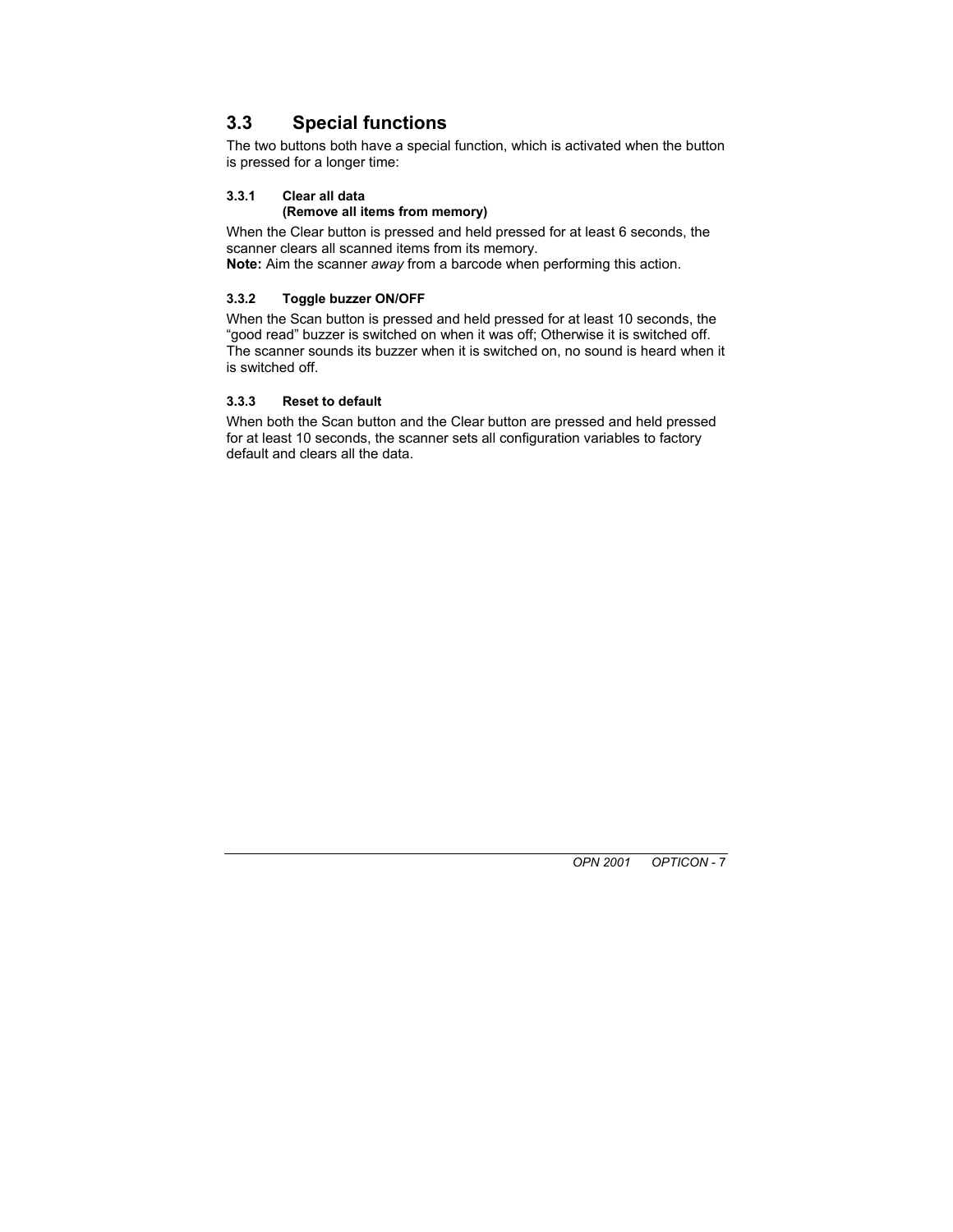## 3.3 Special functions

The two buttons both have a special function, which is activated when the button is pressed for a longer time:

#### 3.3.1 Clear all data (Remove all items from memory)

When the Clear button is pressed and held pressed for at least 6 seconds, the scanner clears all scanned items from its memory.
**Note:** Aim the scanner *away* from a barcode when performing this action.

#### 3.3.2 Toggle buzzer ON/OFF

When the Scan button is pressed and held pressed for at least 10 seconds, the "good read" buzzer is switched on when it was off; Otherwise it is switched off. The scanner sounds its buzzer when it is switched on, no sound is heard when it is switched off.

#### 3.3.3 Reset to default

When both the Scan button and the Clear button are pressed and held pressed for at least 10 seconds, the scanner sets all configuration variables to factory default and clears all the data.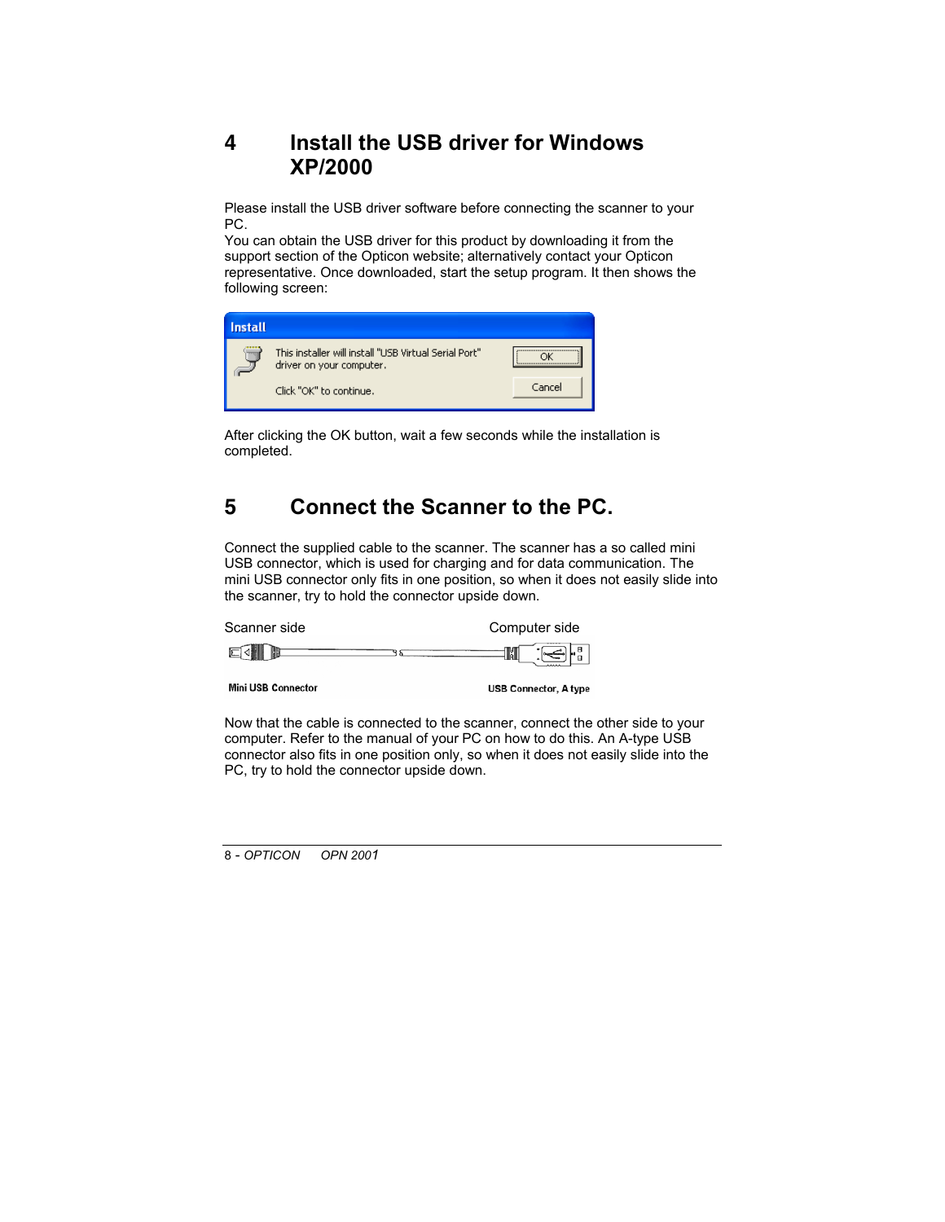# 4 Install the USB driver for Windows XP/2000

Please install the USB driver software before connecting the scanner to your PC.
You can obtain the USB driver for this product by downloading it from the support section of the Opticon website; alternatively contact your Opticon representative. Once downloaded, start the setup program. It then shows the following screen:

After clicking the OK button, wait a few seconds while the installation is completed.

# 5 Connect the Scanner to the PC.

Connect the supplied cable to the scanner. The scanner has a so called mini USB connector, which is used for charging and for data communication. The mini USB connector only fits in one position, so when it does not easily slide into the scanner, try to hold the connector upside down.

Now that the cable is connected to the scanner, connect the other side to your computer. Refer to the manual of your PC on how to do this. An A-type USB connector also fits in one position only, so when it does not easily slide into the PC, try to hold the connector upside down.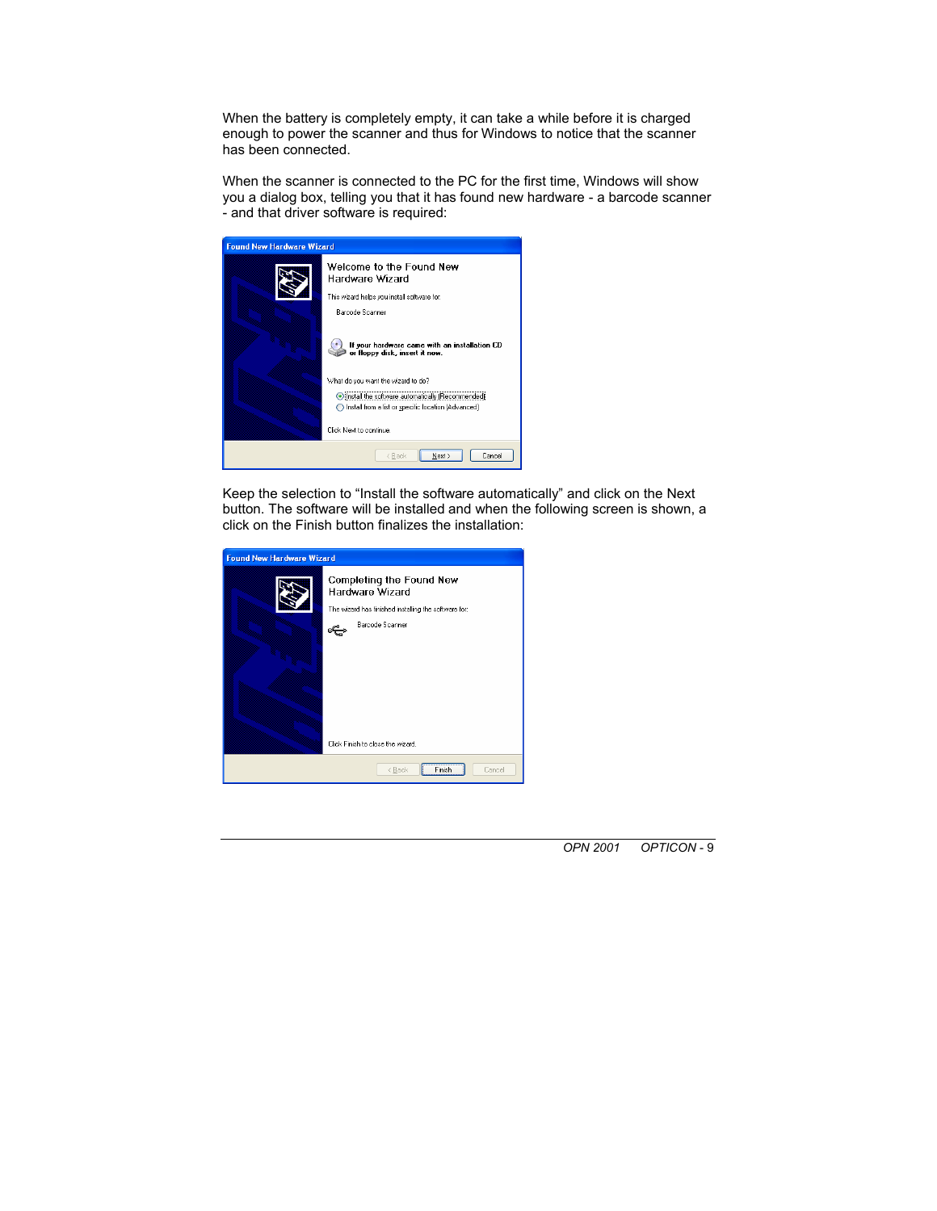When the battery is completely empty, it can take a while before it is charged enough to power the scanner and thus for Windows to notice that the scanner has been connected.

When the scanner is connected to the PC for the first time, Windows will show you a dialog box, telling you that it has found new hardware - a barcode scanner - and that driver software is required:

Keep the selection to "Install the software automatically" and click on the Next button. The software will be installed and when the following screen is shown, a click on the Finish button finalizes the installation: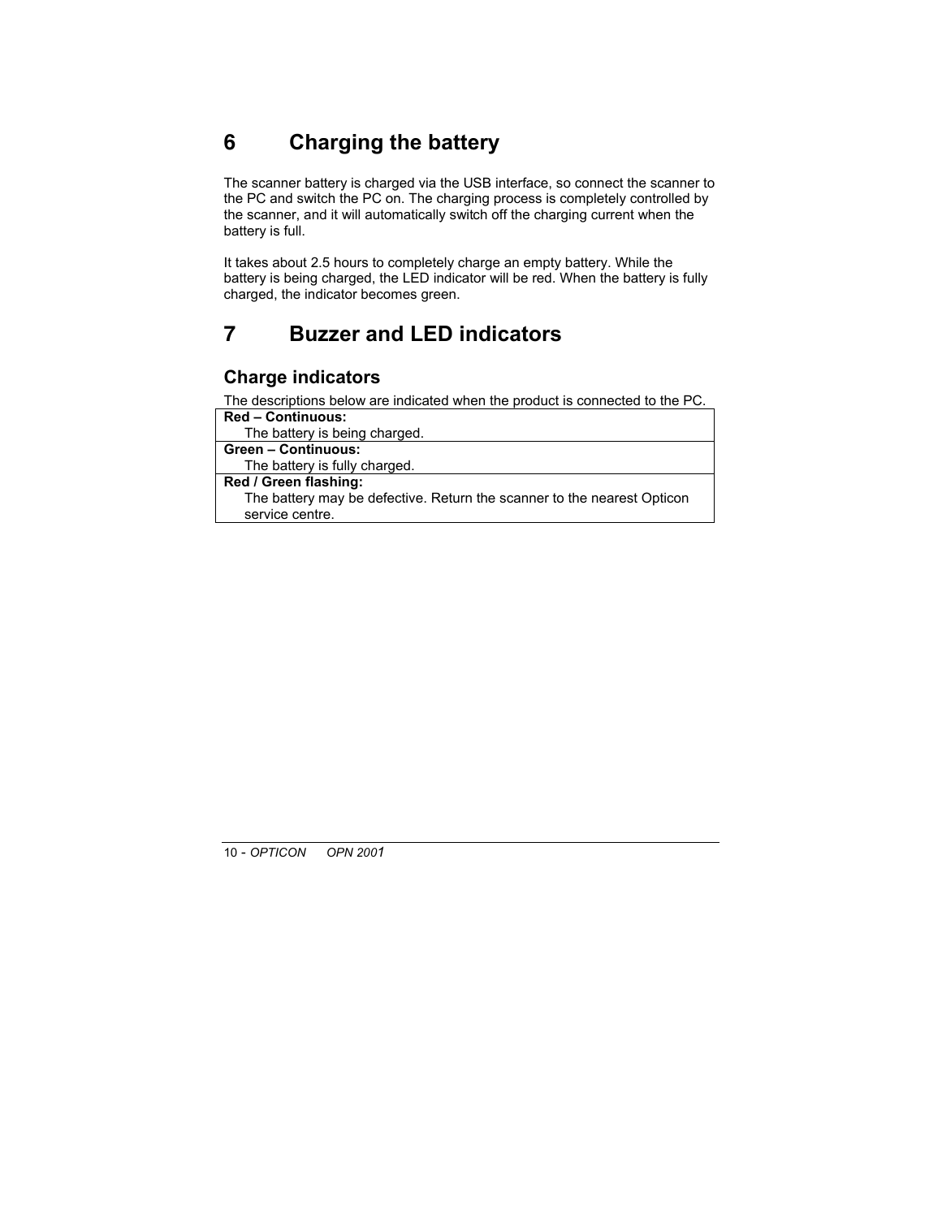# 6 Charging the battery

The scanner battery is charged via the USB interface, so connect the scanner to the PC and switch the PC on. The charging process is completely controlled by the scanner, and it will automatically switch off the charging current when the battery is full.

It takes about 2.5 hours to completely charge an empty battery. While the battery is being charged, the LED indicator will be red. When the battery is fully charged, the indicator becomes green.

# 7 Buzzer and LED indicators

## Charge indicators

The descriptions below are indicated when the product is connected to the PC.

| |
|---|
| **Red – Continuous:**<br>The battery is being charged. |
| **Green – Continuous:**<br>The battery is fully charged. |
| **Red / Green flashing:**<br>The battery may be defective. Return the scanner to the nearest Opticon service centre. |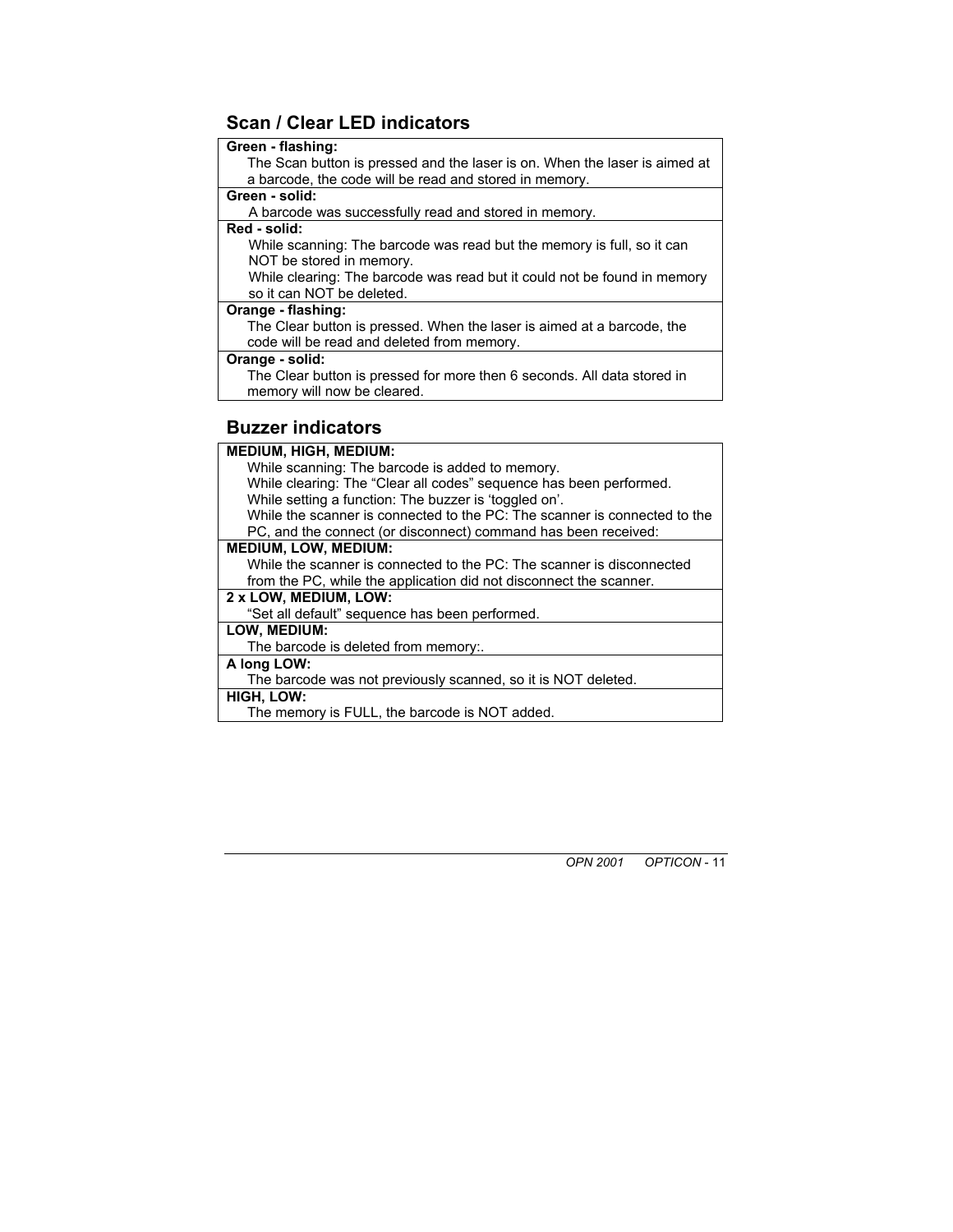## Scan / Clear LED indicators

| |
|---|
| **Green - flashing:**<br>The Scan button is pressed and the laser is on. When the laser is aimed at a barcode, the code will be read and stored in memory. |
| **Green - solid:**<br>A barcode was successfully read and stored in memory. |
| **Red - solid:**<br>While scanning: The barcode was read but the memory is full, so it can NOT be stored in memory.<br>While clearing: The barcode was read but it could not be found in memory so it can NOT be deleted. |
| **Orange - flashing:**<br>The Clear button is pressed. When the laser is aimed at a barcode, the code will be read and deleted from memory. |
| **Orange - solid:**<br>The Clear button is pressed for more then 6 seconds. All data stored in memory will now be cleared. |

## Buzzer indicators

| |
|---|
| **MEDIUM, HIGH, MEDIUM:**<br>While scanning: The barcode is added to memory.<br>While clearing: The “Clear all codes” sequence has been performed.<br>While setting a function: The buzzer is ‘toggled on’.<br>While the scanner is connected to the PC: The scanner is connected to the PC, and the connect (or disconnect) command has been received: |
| **MEDIUM, LOW, MEDIUM:**<br>While the scanner is connected to the PC: The scanner is disconnected from the PC, while the application did not disconnect the scanner. |
| **2 x LOW, MEDIUM, LOW:**<br>“Set all default” sequence has been performed. |
| **LOW, MEDIUM:**<br>The barcode is deleted from memory:. |
| **A long LOW:**<br>The barcode was not previously scanned, so it is NOT deleted. |
| **HIGH, LOW:**<br>The memory is FULL, the barcode is NOT added. |